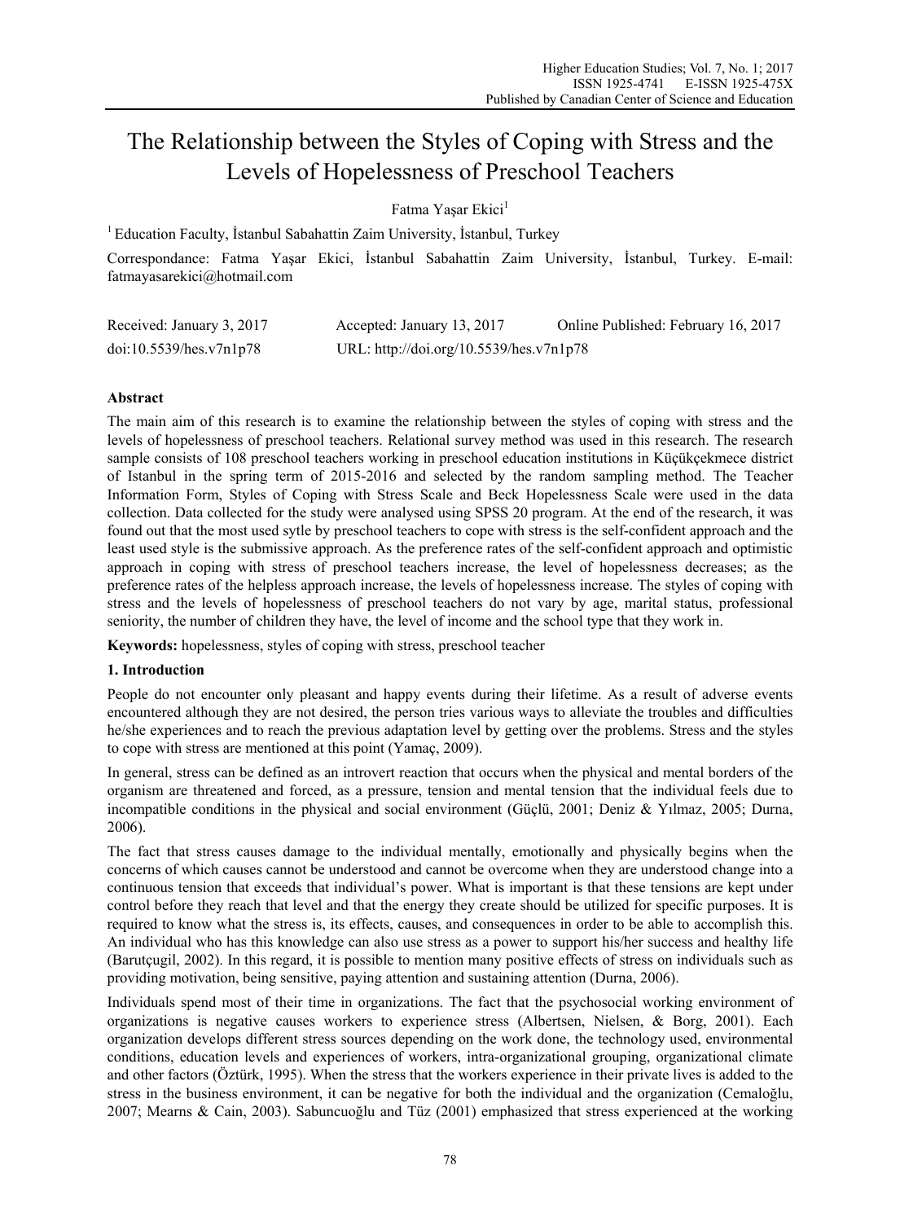# The Relationship between the Styles of Coping with Stress and the Levels of Hopelessness of Preschool Teachers

Fatma Yaşar Ekici[1]

[1] Education Faculty, İstanbul Sabahattin Zaim University, İstanbul, Turkey

Correspondance: Fatma Yaşar Ekici, İstanbul Sabahattin Zaim University, İstanbul, Turkey. E-mail: fatmayasarekici@hotmail.com

Received: January 3, 2017 Accepted: January 13, 2017 Online Published: February 16, 2017

doi:10.5539/hes.v7n1p78 URL: http://doi.org/10.5539/hes.v7n1p78

## Abstract

The main aim of this research is to examine the relationship between the styles of coping with stress and the levels of hopelessness of preschool teachers. Relational survey method was used in this research. The research sample consists of 108 preschool teachers working in preschool education institutions in Küçükçekmece district of Istanbul in the spring term of 2015-2016 and selected by the random sampling method. The Teacher Information Form, Styles of Coping with Stress Scale and Beck Hopelessness Scale were used in the data collection. Data collected for the study were analysed using SPSS 20 program. At the end of the research, it was found out that the most used sytle by preschool teachers to cope with stress is the self-confident approach and the least used style is the submissive approach. As the preference rates of the self-confident approach and optimistic approach in coping with stress of preschool teachers increase, the level of hopelessness decreases; as the preference rates of the helpless approach increase, the levels of hopelessness increase. The styles of coping with stress and the levels of hopelessness of preschool teachers do not vary by age, marital status, professional seniority, the number of children they have, the level of income and the school type that they work in.

**Keywords:** hopelessness, styles of coping with stress, preschool teacher

## 1. Introduction

People do not encounter only pleasant and happy events during their lifetime. As a result of adverse events encountered although they are not desired, the person tries various ways to alleviate the troubles and difficulties he/she experiences and to reach the previous adaptation level by getting over the problems. Stress and the styles to cope with stress are mentioned at this point (Yamaç, 2009).

In general, stress can be defined as an introvert reaction that occurs when the physical and mental borders of the organism are threatened and forced, as a pressure, tension and mental tension that the individual feels due to incompatible conditions in the physical and social environment (Güçlü, 2001; Deniz & Yılmaz, 2005; Durna, 2006).

The fact that stress causes damage to the individual mentally, emotionally and physically begins when the concerns of which causes cannot be understood and cannot be overcome when they are understood change into a continuous tension that exceeds that individual's power. What is important is that these tensions are kept under control before they reach that level and that the energy they create should be utilized for specific purposes. It is required to know what the stress is, its effects, causes, and consequences in order to be able to accomplish this. An individual who has this knowledge can also use stress as a power to support his/her success and healthy life (Barutçugil, 2002). In this regard, it is possible to mention many positive effects of stress on individuals such as providing motivation, being sensitive, paying attention and sustaining attention (Durna, 2006).

Individuals spend most of their time in organizations. The fact that the psychosocial working environment of organizations is negative causes workers to experience stress (Albertsen, Nielsen, & Borg, 2001). Each organization develops different stress sources depending on the work done, the technology used, environmental conditions, education levels and experiences of workers, intra-organizational grouping, organizational climate and other factors (Öztürk, 1995). When the stress that the workers experience in their private lives is added to the stress in the business environment, it can be negative for both the individual and the organization (Cemaloğlu, 2007; Mearns & Cain, 2003). Sabuncuoğlu and Tüz (2001) emphasized that stress experienced at the working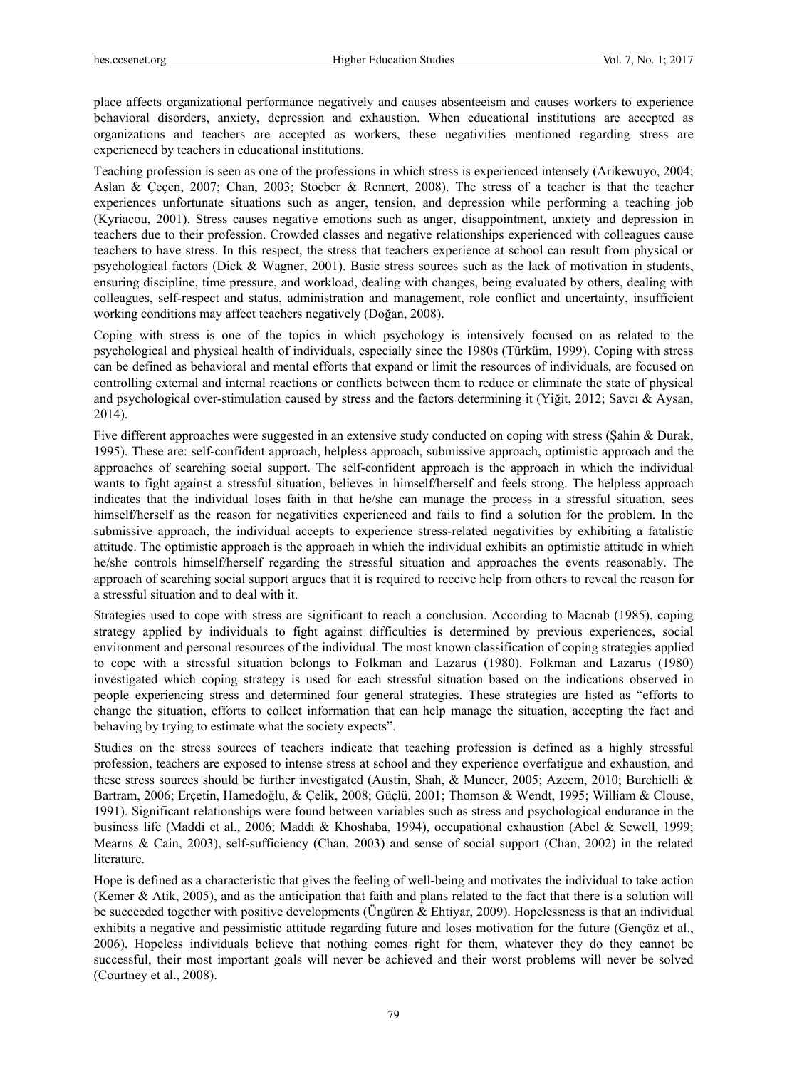place affects organizational performance negatively and causes absenteeism and causes workers to experience behavioral disorders, anxiety, depression and exhaustion. When educational institutions are accepted as organizations and teachers are accepted as workers, these negativities mentioned regarding stress are experienced by teachers in educational institutions.

Teaching profession is seen as one of the professions in which stress is experienced intensely (Arikewuyo, 2004; Aslan & Çeçen, 2007; Chan, 2003; Stoeber & Rennert, 2008). The stress of a teacher is that the teacher experiences unfortunate situations such as anger, tension, and depression while performing a teaching job (Kyriacou, 2001). Stress causes negative emotions such as anger, disappointment, anxiety and depression in teachers due to their profession. Crowded classes and negative relationships experienced with colleagues cause teachers to have stress. In this respect, the stress that teachers experience at school can result from physical or psychological factors (Dick & Wagner, 2001). Basic stress sources such as the lack of motivation in students, ensuring discipline, time pressure, and workload, dealing with changes, being evaluated by others, dealing with colleagues, self-respect and status, administration and management, role conflict and uncertainty, insufficient working conditions may affect teachers negatively (Doğan, 2008).

Coping with stress is one of the topics in which psychology is intensively focused on as related to the psychological and physical health of individuals, especially since the 1980s (Türküm, 1999). Coping with stress can be defined as behavioral and mental efforts that expand or limit the resources of individuals, are focused on controlling external and internal reactions or conflicts between them to reduce or eliminate the state of physical and psychological over-stimulation caused by stress and the factors determining it (Yiğit, 2012; Savcı & Aysan, 2014).

Five different approaches were suggested in an extensive study conducted on coping with stress (Şahin & Durak, 1995). These are: self-confident approach, helpless approach, submissive approach, optimistic approach and the approaches of searching social support. The self-confident approach is the approach in which the individual wants to fight against a stressful situation, believes in himself/herself and feels strong. The helpless approach indicates that the individual loses faith in that he/she can manage the process in a stressful situation, sees himself/herself as the reason for negativities experienced and fails to find a solution for the problem. In the submissive approach, the individual accepts to experience stress-related negativities by exhibiting a fatalistic attitude. The optimistic approach is the approach in which the individual exhibits an optimistic attitude in which he/she controls himself/herself regarding the stressful situation and approaches the events reasonably. The approach of searching social support argues that it is required to receive help from others to reveal the reason for a stressful situation and to deal with it.

Strategies used to cope with stress are significant to reach a conclusion. According to Macnab (1985), coping strategy applied by individuals to fight against difficulties is determined by previous experiences, social environment and personal resources of the individual. The most known classification of coping strategies applied to cope with a stressful situation belongs to Folkman and Lazarus (1980). Folkman and Lazarus (1980) investigated which coping strategy is used for each stressful situation based on the indications observed in people experiencing stress and determined four general strategies. These strategies are listed as "efforts to change the situation, efforts to collect information that can help manage the situation, accepting the fact and behaving by trying to estimate what the society expects".

Studies on the stress sources of teachers indicate that teaching profession is defined as a highly stressful profession, teachers are exposed to intense stress at school and they experience overfatigue and exhaustion, and these stress sources should be further investigated (Austin, Shah, & Muncer, 2005; Azeem, 2010; Burchielli & Bartram, 2006; Erçetin, Hamedoğlu, & Çelik, 2008; Güçlü, 2001; Thomson & Wendt, 1995; William & Clouse, 1991). Significant relationships were found between variables such as stress and psychological endurance in the business life (Maddi et al., 2006; Maddi & Khoshaba, 1994), occupational exhaustion (Abel & Sewell, 1999; Mearns & Cain, 2003), self-sufficiency (Chan, 2003) and sense of social support (Chan, 2002) in the related literature.

Hope is defined as a characteristic that gives the feeling of well-being and motivates the individual to take action (Kemer & Atik, 2005), and as the anticipation that faith and plans related to the fact that there is a solution will be succeeded together with positive developments (Üngüren & Ehtiyar, 2009). Hopelessness is that an individual exhibits a negative and pessimistic attitude regarding future and loses motivation for the future (Gençöz et al., 2006). Hopeless individuals believe that nothing comes right for them, whatever they do they cannot be successful, their most important goals will never be achieved and their worst problems will never be solved (Courtney et al., 2008).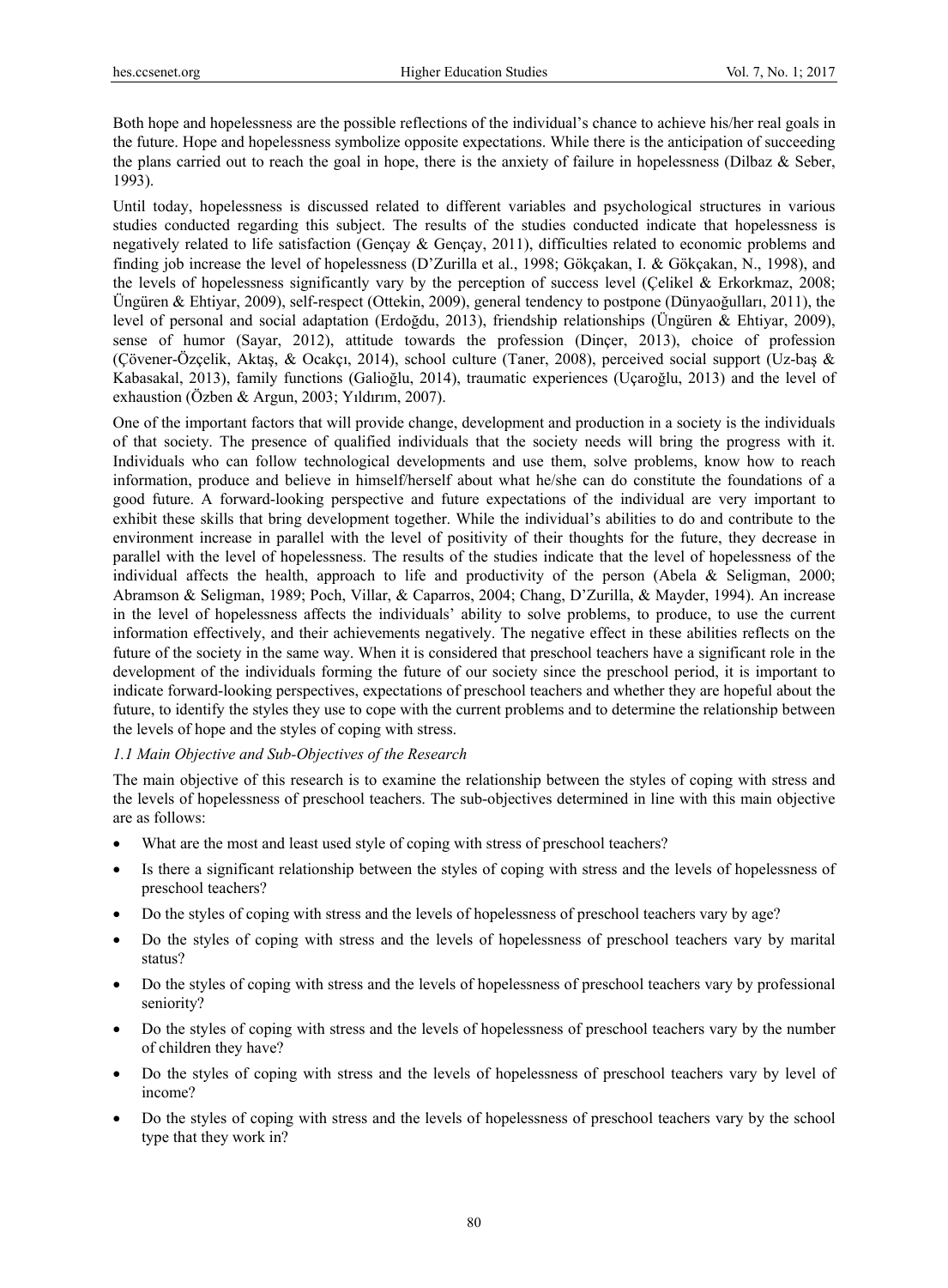Both hope and hopelessness are the possible reflections of the individual's chance to achieve his/her real goals in the future. Hope and hopelessness symbolize opposite expectations. While there is the anticipation of succeeding the plans carried out to reach the goal in hope, there is the anxiety of failure in hopelessness (Dilbaz & Seber, 1993).

Until today, hopelessness is discussed related to different variables and psychological structures in various studies conducted regarding this subject. The results of the studies conducted indicate that hopelessness is negatively related to life satisfaction (Gençay & Gençay, 2011), difficulties related to economic problems and finding job increase the level of hopelessness (D'Zurilla et al., 1998; Gökçakan, I. & Gökçakan, N., 1998), and the levels of hopelessness significantly vary by the perception of success level (Çelikel & Erkorkmaz, 2008; Üngüren & Ehtiyar, 2009), self-respect (Ottekin, 2009), general tendency to postpone (Dünyaoğulları, 2011), the level of personal and social adaptation (Erdoğdu, 2013), friendship relationships (Üngüren & Ehtiyar, 2009), sense of humor (Sayar, 2012), attitude towards the profession (Dinçer, 2013), choice of profession (Çövener-Özçelik, Aktaş, & Ocakçı, 2014), school culture (Taner, 2008), perceived social support (Uz-baş & Kabasakal, 2013), family functions (Galioğlu, 2014), traumatic experiences (Uçaroğlu, 2013) and the level of exhaustion (Özben & Argun, 2003; Yıldırım, 2007).

One of the important factors that will provide change, development and production in a society is the individuals of that society. The presence of qualified individuals that the society needs will bring the progress with it. Individuals who can follow technological developments and use them, solve problems, know how to reach information, produce and believe in himself/herself about what he/she can do constitute the foundations of a good future. A forward-looking perspective and future expectations of the individual are very important to exhibit these skills that bring development together. While the individual's abilities to do and contribute to the environment increase in parallel with the level of positivity of their thoughts for the future, they decrease in parallel with the level of hopelessness. The results of the studies indicate that the level of hopelessness of the individual affects the health, approach to life and productivity of the person (Abela & Seligman, 2000; Abramson & Seligman, 1989; Poch, Villar, & Caparros, 2004; Chang, D'Zurilla, & Mayder, 1994). An increase in the level of hopelessness affects the individuals' ability to solve problems, to produce, to use the current information effectively, and their achievements negatively. The negative effect in these abilities reflects on the future of the society in the same way. When it is considered that preschool teachers have a significant role in the development of the individuals forming the future of our society since the preschool period, it is important to indicate forward-looking perspectives, expectations of preschool teachers and whether they are hopeful about the future, to identify the styles they use to cope with the current problems and to determine the relationship between the levels of hope and the styles of coping with stress.

### *1.1 Main Objective and Sub-Objectives of the Research*

The main objective of this research is to examine the relationship between the styles of coping with stress and the levels of hopelessness of preschool teachers. The sub-objectives determined in line with this main objective are as follows:

- What are the most and least used style of coping with stress of preschool teachers?
- Is there a significant relationship between the styles of coping with stress and the levels of hopelessness of preschool teachers?
- Do the styles of coping with stress and the levels of hopelessness of preschool teachers vary by age?
- Do the styles of coping with stress and the levels of hopelessness of preschool teachers vary by marital status?
- Do the styles of coping with stress and the levels of hopelessness of preschool teachers vary by professional seniority?
- Do the styles of coping with stress and the levels of hopelessness of preschool teachers vary by the number of children they have?
- Do the styles of coping with stress and the levels of hopelessness of preschool teachers vary by level of income?
- Do the styles of coping with stress and the levels of hopelessness of preschool teachers vary by the school type that they work in?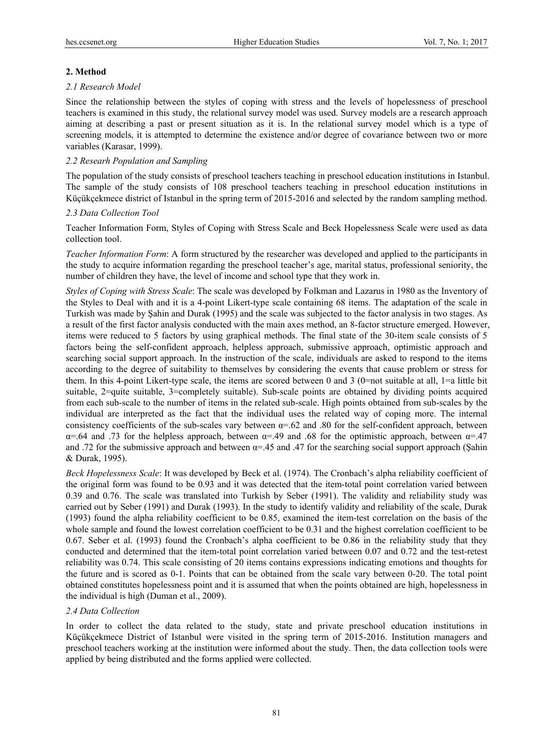## 2. Method

### *2.1 Research Model*

Since the relationship between the styles of coping with stress and the levels of hopelessness of preschool teachers is examined in this study, the relational survey model was used. Survey models are a research approach aiming at describing a past or present situation as it is. In the relational survey model which is a type of screening models, it is attempted to determine the existence and/or degree of covariance between two or more variables (Karasar, 1999).

### *2.2 Researh Population and Sampling*

The population of the study consists of preschool teachers teaching in preschool education institutions in Istanbul. The sample of the study consists of 108 preschool teachers teaching in preschool education institutions in Küçükçekmece district of Istanbul in the spring term of 2015-2016 and selected by the random sampling method.

### *2.3 Data Collection Tool*

Teacher Information Form, Styles of Coping with Stress Scale and Beck Hopelessness Scale were used as data collection tool.

*Teacher Information Form*: A form structured by the researcher was developed and applied to the participants in the study to acquire information regarding the preschool teacher's age, marital status, professional seniority, the number of children they have, the level of income and school type that they work in.

*Styles of Coping with Stress Scale*: The scale was developed by Folkman and Lazarus in 1980 as the Inventory of the Styles to Deal with and it is a 4-point Likert-type scale containing 68 items. The adaptation of the scale in Turkish was made by Şahin and Durak (1995) and the scale was subjected to the factor analysis in two stages. As a result of the first factor analysis conducted with the main axes method, an 8-factor structure emerged. However, items were reduced to 5 factors by using graphical methods. The final state of the 30-item scale consists of 5 factors being the self-confident approach, helpless approach, submissive approach, optimistic approach and searching social support approach. In the instruction of the scale, individuals are asked to respond to the items according to the degree of suitability to themselves by considering the events that cause problem or stress for them. In this 4-point Likert-type scale, the items are scored between 0 and 3 (0=not suitable at all, 1=a little bit suitable, 2=quite suitable, 3=completely suitable). Sub-scale points are obtained by dividing points acquired from each sub-scale to the number of items in the related sub-scale. High points obtained from sub-scales by the individual are interpreted as the fact that the individual uses the related way of coping more. The internal consistency coefficients of the sub-scales vary between $\alpha$=.62 and .80 for the self-confident approach, between $\alpha$=.64 and .73 for the helpless approach, between $\alpha$=.49 and .68 for the optimistic approach, between $\alpha$=.47 and .72 for the submissive approach and between $\alpha$=.45 and .47 for the searching social support approach (Şahin & Durak, 1995).

*Beck Hopelessness Scale*: It was developed by Beck et al. (1974). The Cronbach's alpha reliability coefficient of the original form was found to be 0.93 and it was detected that the item-total point correlation varied between 0.39 and 0.76. The scale was translated into Turkish by Seber (1991). The validity and reliability study was carried out by Seber (1991) and Durak (1993). In the study to identify validity and reliability of the scale, Durak (1993) found the alpha reliability coefficient to be 0.85, examined the item-test correlation on the basis of the whole sample and found the lowest correlation coefficient to be 0.31 and the highest correlation coefficient to be 0.67. Seber et al. (1993) found the Cronbach's alpha coefficient to be 0.86 in the reliability study that they conducted and determined that the item-total point correlation varied between 0.07 and 0.72 and the test-retest reliability was 0.74. This scale consisting of 20 items contains expressions indicating emotions and thoughts for the future and is scored as 0-1. Points that can be obtained from the scale vary between 0-20. The total point obtained constitutes hopelessness point and it is assumed that when the points obtained are high, hopelessness in the individual is high (Duman et al., 2009).

### *2.4 Data Collection*

In order to collect the data related to the study, state and private preschool education institutions in Küçükçekmece District of Istanbul were visited in the spring term of 2015-2016. Institution managers and preschool teachers working at the institution were informed about the study. Then, the data collection tools were applied by being distributed and the forms applied were collected.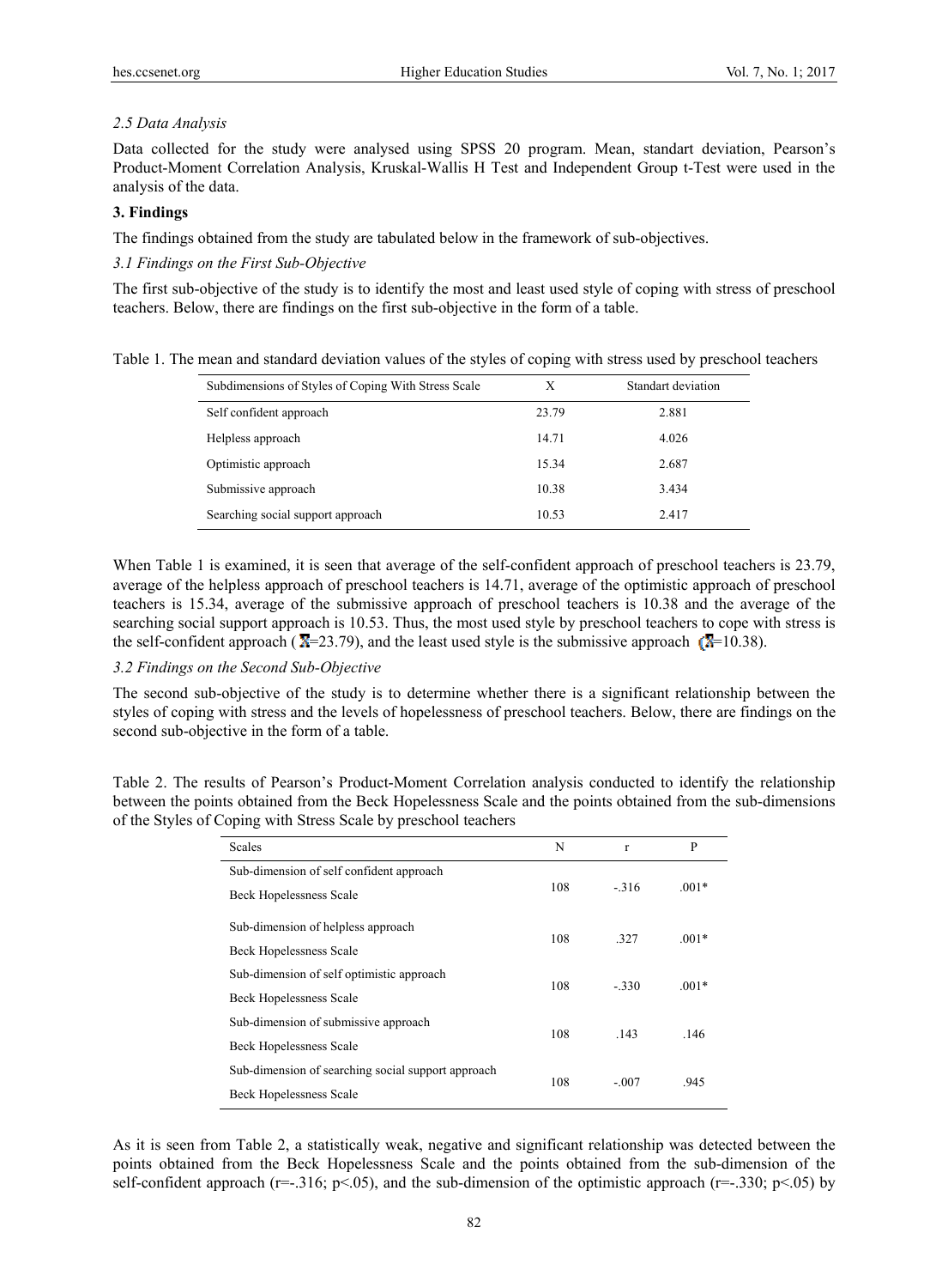*2.5 Data Analysis*

Data collected for the study were analysed using SPSS 20 program. Mean, standart deviation, Pearson's Product-Moment Correlation Analysis, Kruskal-Wallis H Test and Independent Group t-Test were used in the analysis of the data.

## 3. Findings

The findings obtained from the study are tabulated below in the framework of sub-objectives.

*3.1 Findings on the First Sub-Objective*

The first sub-objective of the study is to identify the most and least used style of coping with stress of preschool teachers. Below, there are findings on the first sub-objective in the form of a table.

Table 1. The mean and standard deviation values of the styles of coping with stress used by preschool teachers

| Subdimensions of Styles of Coping With Stress Scale | X | Standart deviation |
|---|---|---|
| Self confident approach | 23.79 | 2.881 |
| Helpless approach | 14.71 | 4.026 |
| Optimistic approach | 15.34 | 2.687 |
| Submissive approach | 10.38 | 3.434 |
| Searching social support approach | 10.53 | 2.417 |

When Table 1 is examined, it is seen that average of the self-confident approach of preschool teachers is 23.79, average of the helpless approach of preschool teachers is 14.71, average of the optimistic approach of preschool teachers is 15.34, average of the submissive approach of preschool teachers is 10.38 and the average of the searching social support approach is 10.53. Thus, the most used style by preschool teachers to cope with stress is the self-confident approach ($\bar{X}$=23.79), and the least used style is the submissive approach ($\bar{X}$=10.38).

*3.2 Findings on the Second Sub-Objective*

The second sub-objective of the study is to determine whether there is a significant relationship between the styles of coping with stress and the levels of hopelessness of preschool teachers. Below, there are findings on the second sub-objective in the form of a table.

Table 2. The results of Pearson's Product-Moment Correlation analysis conducted to identify the relationship between the points obtained from the Beck Hopelessness Scale and the points obtained from the sub-dimensions of the Styles of Coping with Stress Scale by preschool teachers

| Scales | N | r | P |
|---|---|---|---|
| Sub-dimension of self confident approach<br>Beck Hopelessness Scale | 108 | -.316 | .001* |
| Sub-dimension of helpless approach<br>Beck Hopelessness Scale | 108 | .327 | .001* |
| Sub-dimension of self optimistic approach<br>Beck Hopelessness Scale | 108 | -.330 | .001* |
| Sub-dimension of submissive approach<br>Beck Hopelessness Scale | 108 | .143 | .146 |
| Sub-dimension of searching social support approach<br>Beck Hopelessness Scale | 108 | -.007 | .945 |

As it is seen from Table 2, a statistically weak, negative and significant relationship was detected between the points obtained from the Beck Hopelessness Scale and the points obtained from the sub-dimension of the self-confident approach ($r=-.316$; $p<.05$), and the sub-dimension of the optimistic approach ($r=-.330$; $p<.05$) by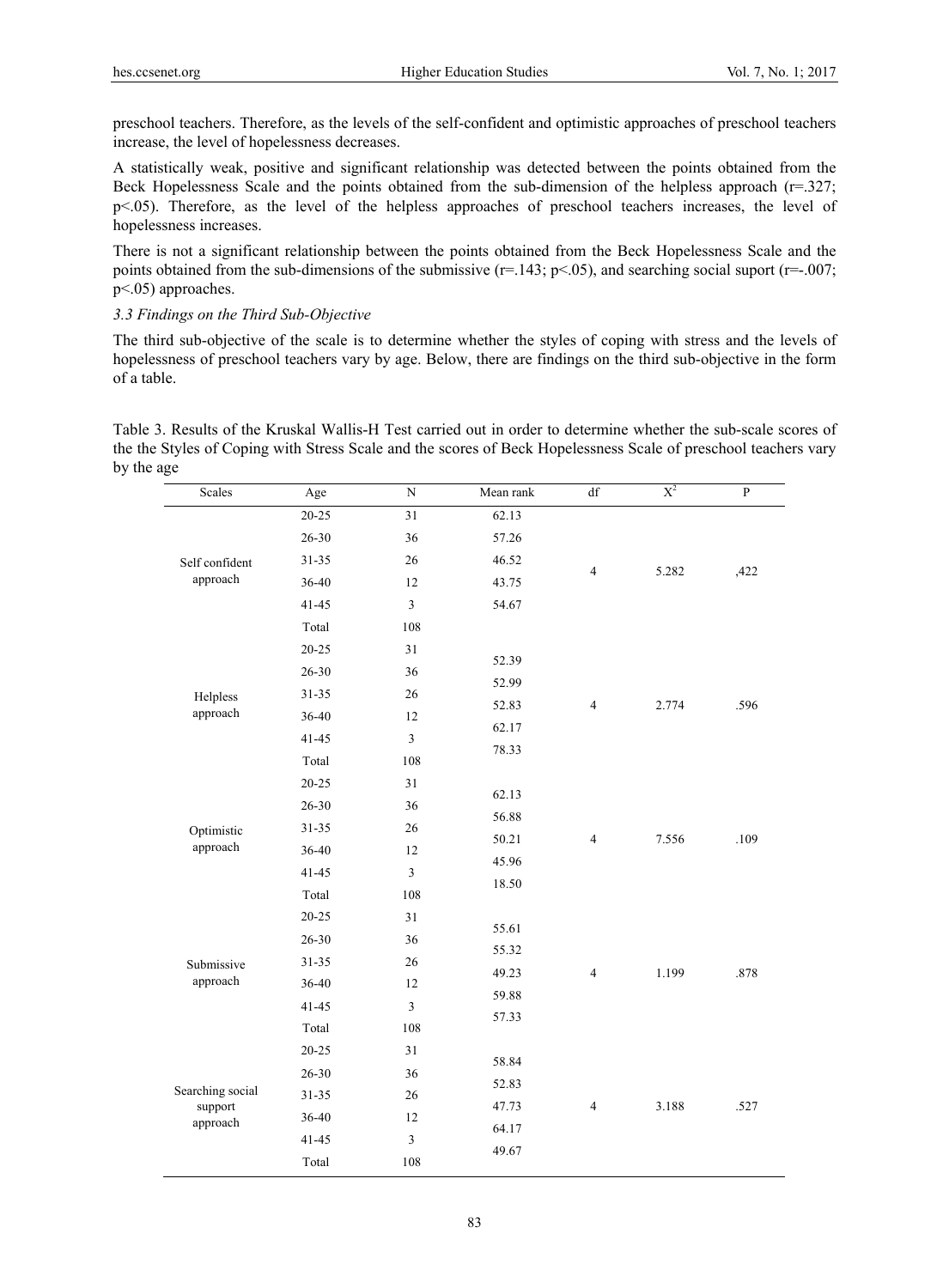preschool teachers. Therefore, as the levels of the self-confident and optimistic approaches of preschool teachers increase, the level of hopelessness decreases.

A statistically weak, positive and significant relationship was detected between the points obtained from the Beck Hopelessness Scale and the points obtained from the sub-dimension of the helpless approach ($r=.327$; $p<.05$). Therefore, as the level of the helpless approaches of preschool teachers increases, the level of hopelessness increases.

There is not a significant relationship between the points obtained from the Beck Hopelessness Scale and the points obtained from the sub-dimensions of the submissive ($r=.143$; $p<.05$), and searching social suport ($r=-.007$; $p<.05$) approaches.

### *3.3 Findings on the Third Sub-Objective*

The third sub-objective of the scale is to determine whether the styles of coping with stress and the levels of hopelessness of preschool teachers vary by age. Below, there are findings on the third sub-objective in the form of a table.

Table 3. Results of the Kruskal Wallis-H Test carried out in order to determine whether the sub-scale scores of the the Styles of Coping with Stress Scale and the scores of Beck Hopelessness Scale of preschool teachers vary by the age

| Scales | Age | N | Mean rank | df | $X^2$ | P |
|---|---|---|---|---|---|---|
| Self confident approach | 20-25 | 31 | 62.13 | 4 | 5.282 | ,422 |
| | 26-30 | 36 | 57.26 | | | |
| | 31-35 | 26 | 46.52 | | | |
| | 36-40 | 12 | 43.75 | | | |
| | 41-45 | 3 | 54.67 | | | |
| | Total | 108 | | | | |
| Helpless approach | 20-25 | 31 | 52.39 | 4 | 2.774 | .596 |
| | 26-30 | 36 | 52.99 | | | |
| | 31-35 | 26 | 52.83 | | | |
| | 36-40 | 12 | 62.17 | | | |
| | 41-45 | 3 | 78.33 | | | |
| | Total | 108 | | | | |
| Optimistic approach | 20-25 | 31 | 62.13 | 4 | 7.556 | .109 |
| | 26-30 | 36 | 56.88 | | | |
| | 31-35 | 26 | 50.21 | | | |
| | 36-40 | 12 | 45.96 | | | |
| | 41-45 | 3 | 18.50 | | | |
| | Total | 108 | | | | |
| Submissive approach | 20-25 | 31 | 55.61 | 4 | 1.199 | .878 |
| | 26-30 | 36 | 55.32 | | | |
| | 31-35 | 26 | 49.23 | | | |
| | 36-40 | 12 | 59.88 | | | |
| | 41-45 | 3 | 57.33 | | | |
| | Total | 108 | | | | |
| Searching social support approach | 20-25 | 31 | 58.84 | 4 | 3.188 | .527 |
| | 26-30 | 36 | 52.83 | | | |
| | 31-35 | 26 | 47.73 | | | |
| | 36-40 | 12 | 64.17 | | | |
| | 41-45 | 3 | 49.67 | | | |
| | Total | 108 | | | | |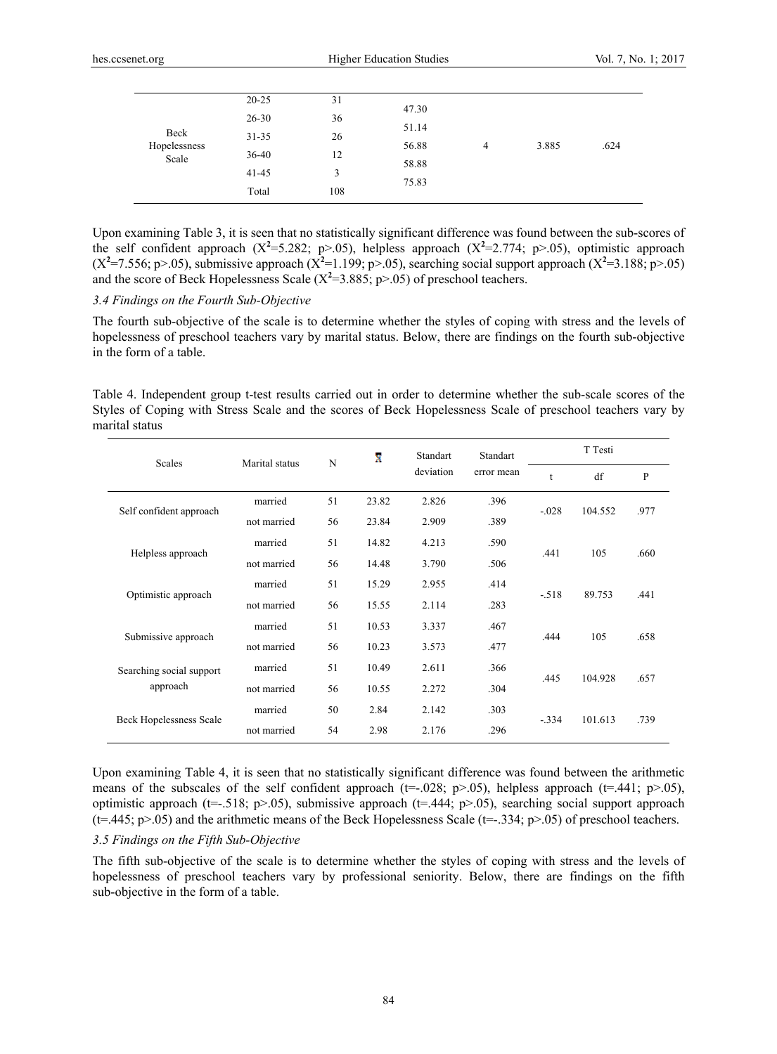| | | | | | | |
|---|---|---|---|---|---|---|
| Beck Hopelessness Scale | 20-25 | 31 | 47.30 | 4 | 3.885 | .624 |
| | 26-30 | 36 | 51.14 | | | |
| | 31-35 | 26 | 56.88 | | | |
| | 36-40 | 12 | 58.88 | | | |
| | 41-45 | 3 | 75.83 | | | |
| | Total | 108 | | | | |

Upon examining Table 3, it is seen that no statistically significant difference was found between the sub-scores of the self confident approach ($X^2$=5.282; p>.05), helpless approach ($X^2$=2.774; p>.05), optimistic approach ($X^2$=7.556; p>.05), submissive approach ($X^2$=1.199; p>.05), searching social support approach ($X^2$=3.188; p>.05) and the score of Beck Hopelessness Scale ($X^2$=3.885; p>.05) of preschool teachers.

*3.4 Findings on the Fourth Sub-Objective*

The fourth sub-objective of the scale is to determine whether the styles of coping with stress and the levels of hopelessness of preschool teachers vary by marital status. Below, there are findings on the fourth sub-objective in the form of a table.

Table 4. Independent group t-test results carried out in order to determine whether the sub-scale scores of the Styles of Coping with Stress Scale and the scores of Beck Hopelessness Scale of preschool teachers vary by marital status

| Scales | Marital status | N | $\bar{X}$ | Standart deviation | Standart error mean | T Testi | | |
|---|---|---|---|---|---|---|---|---|
| | | | | | | t | df | P |
| Self confident approach | married | 51 | 23.82 | 2.826 | .396 | -.028 | 104.552 | .977 |
| | not married | 56 | 23.84 | 2.909 | .389 | | | |
| Helpless approach | married | 51 | 14.82 | 4.213 | .590 | .441 | 105 | .660 |
| | not married | 56 | 14.48 | 3.790 | .506 | | | |
| Optimistic approach | married | 51 | 15.29 | 2.955 | .414 | -.518 | 89.753 | .441 |
| | not married | 56 | 15.55 | 2.114 | .283 | | | |
| Submissive approach | married | 51 | 10.53 | 3.337 | .467 | .444 | 105 | .658 |
| | not married | 56 | 10.23 | 3.573 | .477 | | | |
| Searching social support approach | married | 51 | 10.49 | 2.611 | .366 | .445 | 104.928 | .657 |
| | not married | 56 | 10.55 | 2.272 | .304 | | | |
| Beck Hopelessness Scale | married | 50 | 2.84 | 2.142 | .303 | -.334 | 101.613 | .739 |
| | not married | 54 | 2.98 | 2.176 | .296 | | | |

Upon examining Table 4, it is seen that no statistically significant difference was found between the arithmetic means of the subscales of the self confident approach (t=-.028; p>.05), helpless approach (t=.441; p>.05), optimistic approach (t=-.518; p>.05), submissive approach (t=.444; p>.05), searching social support approach (t=.445; p>.05) and the arithmetic means of the Beck Hopelessness Scale (t=-.334; p>.05) of preschool teachers.

*3.5 Findings on the Fifth Sub-Objective*

The fifth sub-objective of the scale is to determine whether the styles of coping with stress and the levels of hopelessness of preschool teachers vary by professional seniority. Below, there are findings on the fifth sub-objective in the form of a table.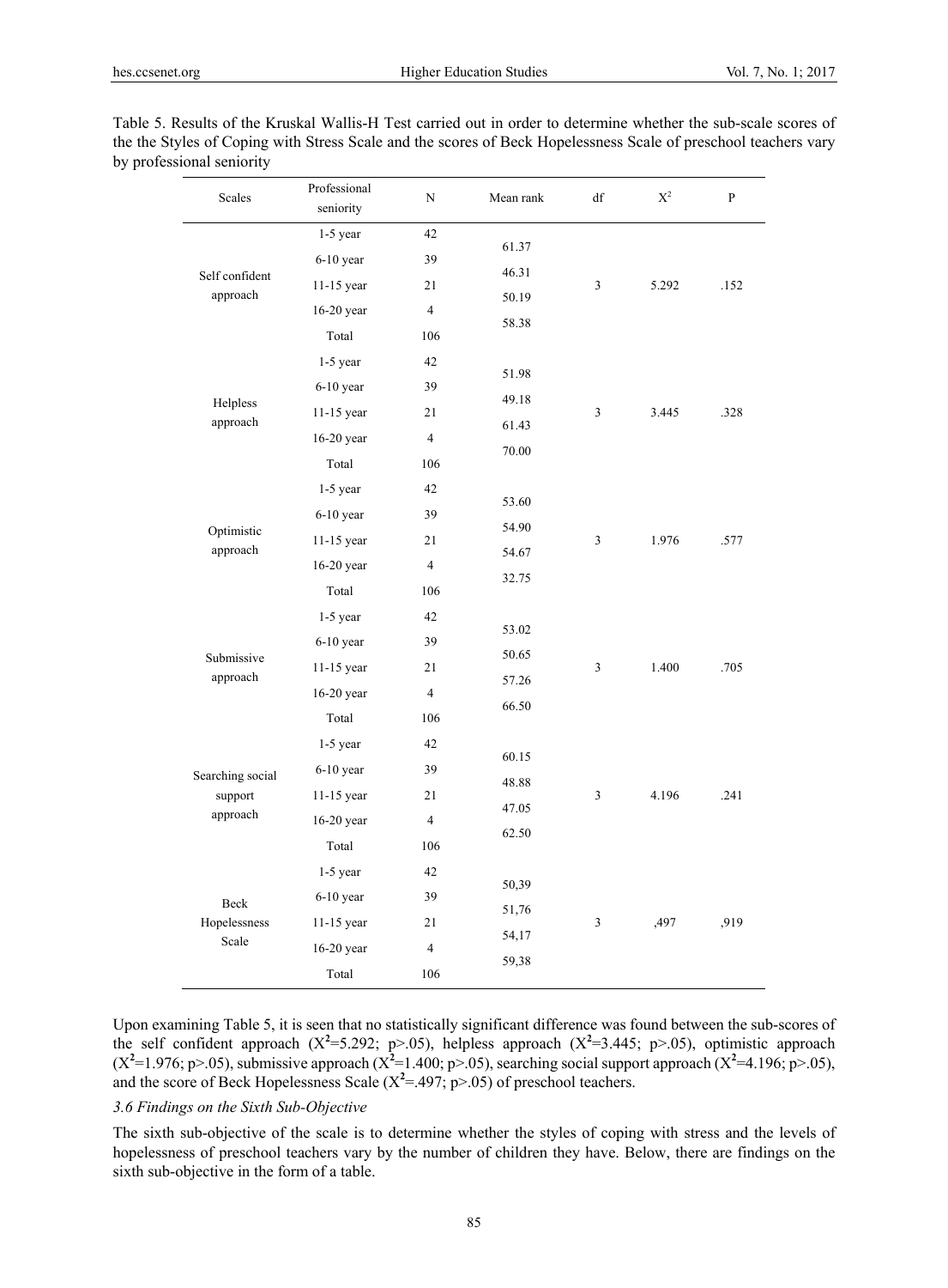Table 5. Results of the Kruskal Wallis-H Test carried out in order to determine whether the sub-scale scores of the the Styles of Coping with Stress Scale and the scores of Beck Hopelessness Scale of preschool teachers vary by professional seniority

| Scales | Professional seniority | N | Mean rank | df | $X^2$ | P |
|---|---|---|---|---|---|---|
| Self confident approach | 1-5 year | 42 | 61.37 | 3 | 5.292 | .152 |
| | 6-10 year | 39 | 46.31 | | | |
| | 11-15 year | 21 | 50.19 | | | |
| | 16-20 year | 4 | 58.38 | | | |
| | Total | 106 | | | | |
| Helpless approach | 1-5 year | 42 | 51.98 | 3 | 3.445 | .328 |
| | 6-10 year | 39 | 49.18 | | | |
| | 11-15 year | 21 | 61.43 | | | |
| | 16-20 year | 4 | 70.00 | | | |
| | Total | 106 | | | | |
| Optimistic approach | 1-5 year | 42 | 53.60 | 3 | 1.976 | .577 |
| | 6-10 year | 39 | 54.90 | | | |
| | 11-15 year | 21 | 54.67 | | | |
| | 16-20 year | 4 | 32.75 | | | |
| | Total | 106 | | | | |
| Submissive approach | 1-5 year | 42 | 53.02 | 3 | 1.400 | .705 |
| | 6-10 year | 39 | 50.65 | | | |
| | 11-15 year | 21 | 57.26 | | | |
| | 16-20 year | 4 | 66.50 | | | |
| | Total | 106 | | | | |
| Searching social support approach | 1-5 year | 42 | 60.15 | 3 | 4.196 | .241 |
| | 6-10 year | 39 | 48.88 | | | |
| | 11-15 year | 21 | 47.05 | | | |
| | 16-20 year | 4 | 62.50 | | | |
| | Total | 106 | | | | |
| Beck Hopelessness Scale | 1-5 year | 42 | 50,39 | 3 | ,497 | ,919 |
| | 6-10 year | 39 | 51,76 | | | |
| | 11-15 year | 21 | 54,17 | | | |
| | 16-20 year | 4 | 59,38 | | | |
| | Total | 106 | | | | |

Upon examining Table 5, it is seen that no statistically significant difference was found between the sub-scores of the self confident approach ($X^2$=5.292; p>.05), helpless approach ($X^2$=3.445; p>.05), optimistic approach ($X^2$=1.976; p>.05), submissive approach ($X^2$=1.400; p>.05), searching social support approach ($X^2$=4.196; p>.05), and the score of Beck Hopelessness Scale ($X^2$=.497; p>.05) of preschool teachers.

### 3.6 Findings on the Sixth Sub-Objective

The sixth sub-objective of the scale is to determine whether the styles of coping with stress and the levels of hopelessness of preschool teachers vary by the number of children they have. Below, there are findings on the sixth sub-objective in the form of a table.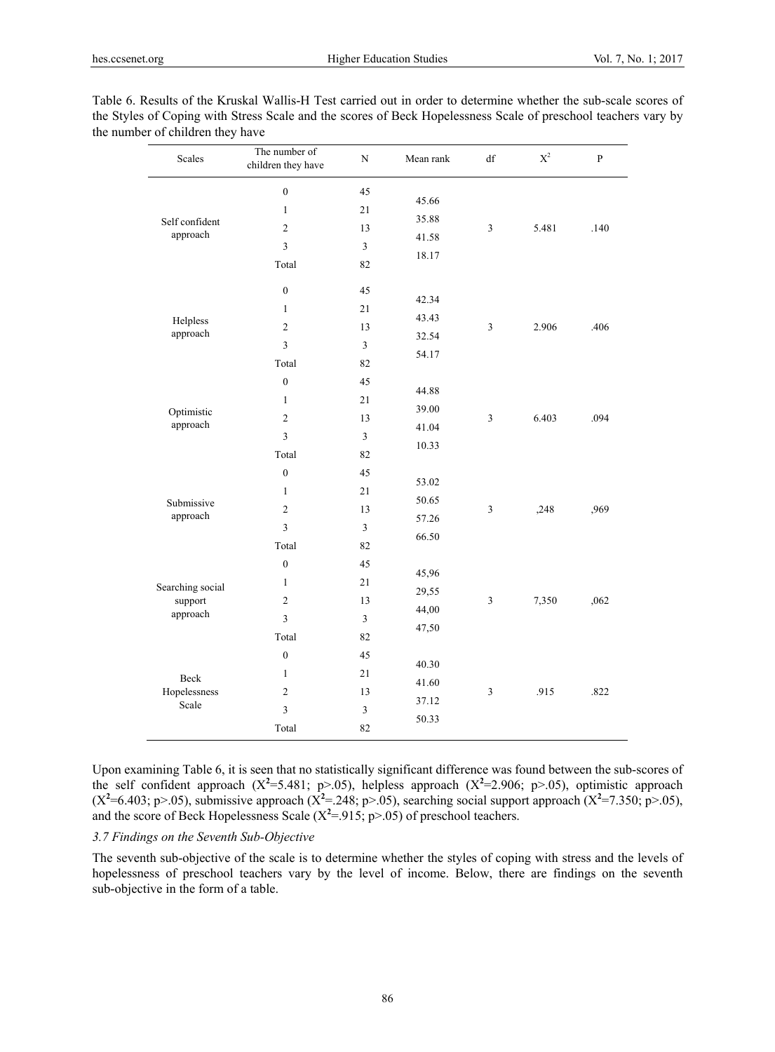Table 6. Results of the Kruskal Wallis-H Test carried out in order to determine whether the sub-scale scores of the Styles of Coping with Stress Scale and the scores of Beck Hopelessness Scale of preschool teachers vary by the number of children they have

| Scales | The number of children they have | N | Mean rank | df | $X^2$ | P |
|---|---|---|---|---|---|---|
| Self confident approach | 0 | 45 | 45.66 | 3 | 5.481 | .140 |
| | 1 | 21 | 35.88 | | | |
| | 2 | 13 | 41.58 | | | |
| | 3 | 3 | 18.17 | | | |
| | Total | 82 | | | | |
| Helpless approach | 0 | 45 | 42.34 | 3 | 2.906 | .406 |
| | 1 | 21 | 43.43 | | | |
| | 2 | 13 | 32.54 | | | |
| | 3 | 3 | 54.17 | | | |
| | Total | 82 | | | | |
| Optimistic approach | 0 | 45 | 44.88 | 3 | 6.403 | .094 |
| | 1 | 21 | 39.00 | | | |
| | 2 | 13 | 41.04 | | | |
| | 3 | 3 | 10.33 | | | |
| | Total | 82 | | | | |
| Submissive approach | 0 | 45 | 53.02 | 3 | ,248 | ,969 |
| | 1 | 21 | 50.65 | | | |
| | 2 | 13 | 57.26 | | | |
| | 3 | 3 | 66.50 | | | |
| | Total | 82 | | | | |
| Searching social support approach | 0 | 45 | 45,96 | 3 | 7,350 | ,062 |
| | 1 | 21 | 29,55 | | | |
| | 2 | 13 | 44,00 | | | |
| | 3 | 3 | 47,50 | | | |
| | Total | 82 | | | | |
| Beck Hopelessness Scale | 0 | 45 | 40.30 | 3 | .915 | .822 |
| | 1 | 21 | 41.60 | | | |
| | 2 | 13 | 37.12 | | | |
| | 3 | 3 | 50.33 | | | |
| | Total | 82 | | | | |

Upon examining Table 6, it is seen that no statistically significant difference was found between the sub-scores of the self confident approach ($X^2$=5.481; p>.05), helpless approach ($X^2$=2.906; p>.05), optimistic approach ($X^2$=6.403; p>.05), submissive approach ($X^2$=.248; p>.05), searching social support approach ($X^2$=7.350; p>.05), and the score of Beck Hopelessness Scale ($X^2$=.915; p>.05) of preschool teachers.

### *3.7 Findings on the Seventh Sub-Objective*

The seventh sub-objective of the scale is to determine whether the styles of coping with stress and the levels of hopelessness of preschool teachers vary by the level of income. Below, there are findings on the seventh sub-objective in the form of a table.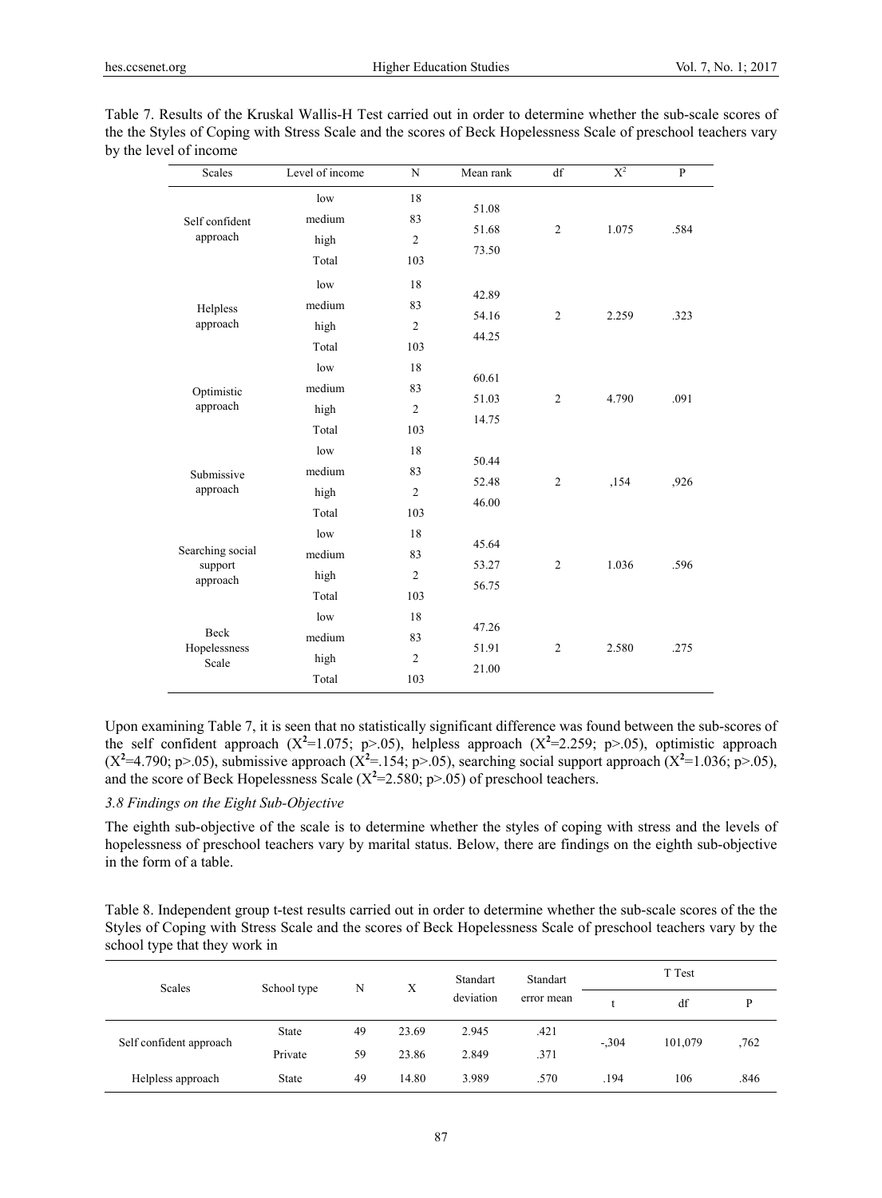Table 7. Results of the Kruskal Wallis-H Test carried out in order to determine whether the sub-scale scores of the the Styles of Coping with Stress Scale and the scores of Beck Hopelessness Scale of preschool teachers vary by the level of income

| Scales | Level of income | N | Mean rank | df | $X^2$ | P |
|---|---|---|---|---|---|---|
| Self confident approach | low | 18 | 51.08 | 2 | 1.075 | .584 |
| | medium | 83 | 51.68 | | | |
| | high | 2 | 73.50 | | | |
| | Total | 103 | | | | |
| Helpless approach | low | 18 | 42.89 | 2 | 2.259 | .323 |
| | medium | 83 | 54.16 | | | |
| | high | 2 | 44.25 | | | |
| | Total | 103 | | | | |
| Optimistic approach | low | 18 | 60.61 | 2 | 4.790 | .091 |
| | medium | 83 | 51.03 | | | |
| | high | 2 | 14.75 | | | |
| | Total | 103 | | | | |
| Submissive approach | low | 18 | 50.44 | 2 | ,154 | ,926 |
| | medium | 83 | 52.48 | | | |
| | high | 2 | 46.00 | | | |
| | Total | 103 | | | | |
| Searching social support approach | low | 18 | 45.64 | 2 | 1.036 | .596 |
| | medium | 83 | 53.27 | | | |
| | high | 2 | 56.75 | | | |
| | Total | 103 | | | | |
| Beck Hopelessness Scale | low | 18 | 47.26 | 2 | 2.580 | .275 |
| | medium | 83 | 51.91 | | | |
| | high | 2 | 21.00 | | | |
| | Total | 103 | | | | |

Upon examining Table 7, it is seen that no statistically significant difference was found between the sub-scores of the self confident approach ($X^2$=1.075; p>.05), helpless approach ($X^2$=2.259; p>.05), optimistic approach ($X^2$=4.790; p>.05), submissive approach ($X^2$=.154; p>.05), searching social support approach ($X^2$=1.036; p>.05), and the score of Beck Hopelessness Scale ($X^2$=2.580; p>.05) of preschool teachers.

*3.8 Findings on the Eight Sub-Objective*

The eighth sub-objective of the scale is to determine whether the styles of coping with stress and the levels of hopelessness of preschool teachers vary by marital status. Below, there are findings on the eighth sub-objective in the form of a table.

Table 8. Independent group t-test results carried out in order to determine whether the sub-scale scores of the the Styles of Coping with Stress Scale and the scores of Beck Hopelessness Scale of preschool teachers vary by the school type that they work in

| Scales | School type | N | X | Standart deviation | Standart error mean | T Test | | |
|---|---|---|---|---|---|---|---|---|
| | | | | | | t | df | P |
| Self confident approach | State | 49 | 23.69 | 2.945 | .421 | -,304 | 101,079 | ,762 |
| | Private | 59 | 23.86 | 2.849 | .371 | | | |
| Helpless approach | State | 49 | 14.80 | 3.989 | .570 | .194 | 106 | .846 |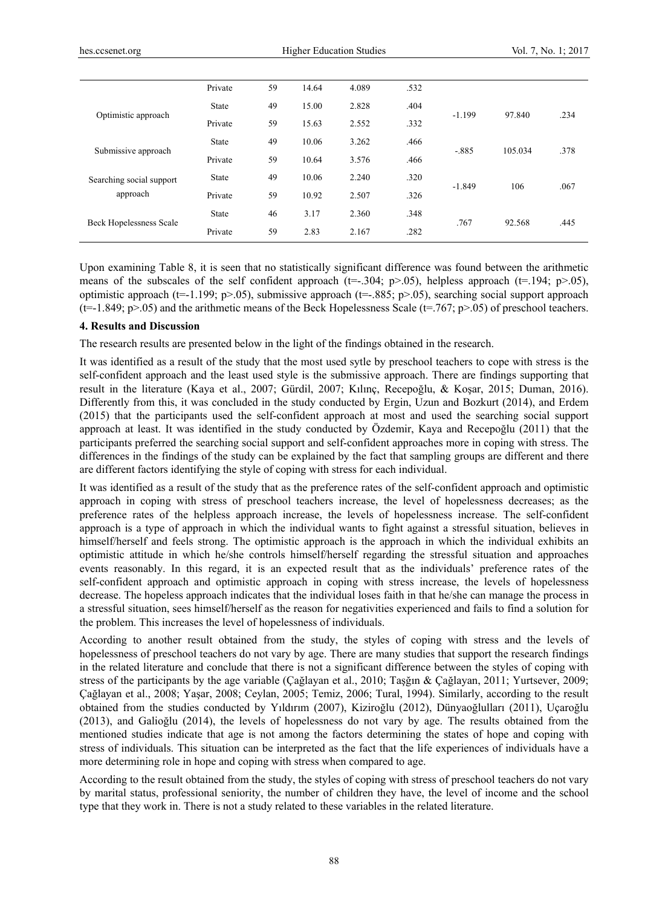| | | | | | | | | |
|---|---|---|---|---|---|---|---|---|
| | Private | 59 | 14.64 | 4.089 | .532 | | | |
| Optimistic approach | State | 49 | 15.00 | 2.828 | .404 | -1.199 | 97.840 | .234 |
| | Private | 59 | 15.63 | 2.552 | .332 | | | |
| Submissive approach | State | 49 | 10.06 | 3.262 | .466 | -.885 | 105.034 | .378 |
| | Private | 59 | 10.64 | 3.576 | .466 | | | |
| Searching social support approach | State | 49 | 10.06 | 2.240 | .320 | -1.849 | 106 | .067 |
| | Private | 59 | 10.92 | 2.507 | .326 | | | |
| Beck Hopelessness Scale | State | 46 | 3.17 | 2.360 | .348 | .767 | 92.568 | .445 |
| | Private | 59 | 2.83 | 2.167 | .282 | | | |

Upon examining Table 8, it is seen that no statistically significant difference was found between the arithmetic means of the subscales of the self confident approach (t=-.304; p>.05), helpless approach (t=.194; p>.05), optimistic approach (t=-1.199; p>.05), submissive approach (t=-.885; p>.05), searching social support approach (t=-1.849; p>.05) and the arithmetic means of the Beck Hopelessness Scale (t=.767; p>.05) of preschool teachers.

### 4. Results and Discussion

The research results are presented below in the light of the findings obtained in the research.

It was identified as a result of the study that the most used sytle by preschool teachers to cope with stress is the self-confident approach and the least used style is the submissive approach. There are findings supporting that result in the literature (Kaya et al., 2007; Gürdil, 2007; Kılınç, Recepoğlu, & Koşar, 2015; Duman, 2016). Differently from this, it was concluded in the study conducted by Ergin, Uzun and Bozkurt (2014), and Erdem (2015) that the participants used the self-confident approach at most and used the searching social support approach at least. It was identified in the study conducted by Özdemir, Kaya and Recepoğlu (2011) that the participants preferred the searching social support and self-confident approaches more in coping with stress. The differences in the findings of the study can be explained by the fact that sampling groups are different and there are different factors identifying the style of coping with stress for each individual.

It was identified as a result of the study that as the preference rates of the self-confident approach and optimistic approach in coping with stress of preschool teachers increase, the level of hopelessness decreases; as the preference rates of the helpless approach increase, the levels of hopelessness increase. The self-confident approach is a type of approach in which the individual wants to fight against a stressful situation, believes in himself/herself and feels strong. The optimistic approach is the approach in which the individual exhibits an optimistic attitude in which he/she controls himself/herself regarding the stressful situation and approaches events reasonably. In this regard, it is an expected result that as the individuals' preference rates of the self-confident approach and optimistic approach in coping with stress increase, the levels of hopelessness decrease. The hopeless approach indicates that the individual loses faith in that he/she can manage the process in a stressful situation, sees himself/herself as the reason for negativities experienced and fails to find a solution for the problem. This increases the level of hopelessness of individuals.

According to another result obtained from the study, the styles of coping with stress and the levels of hopelessness of preschool teachers do not vary by age. There are many studies that support the research findings in the related literature and conclude that there is not a significant difference between the styles of coping with stress of the participants by the age variable (Çağlayan et al., 2010; Taşğın & Çağlayan, 2011; Yurtsever, 2009; Çağlayan et al., 2008; Yaşar, 2008; Ceylan, 2005; Temiz, 2006; Tural, 1994). Similarly, according to the result obtained from the studies conducted by Yıldırım (2007), Kiziroğlu (2012), Dünyaoğlulları (2011), Uçaroğlu (2013), and Galioğlu (2014), the levels of hopelessness do not vary by age. The results obtained from the mentioned studies indicate that age is not among the factors determining the states of hope and coping with stress of individuals. This situation can be interpreted as the fact that the life experiences of individuals have a more determining role in hope and coping with stress when compared to age.

According to the result obtained from the study, the styles of coping with stress of preschool teachers do not vary by marital status, professional seniority, the number of children they have, the level of income and the school type that they work in. There is not a study related to these variables in the related literature.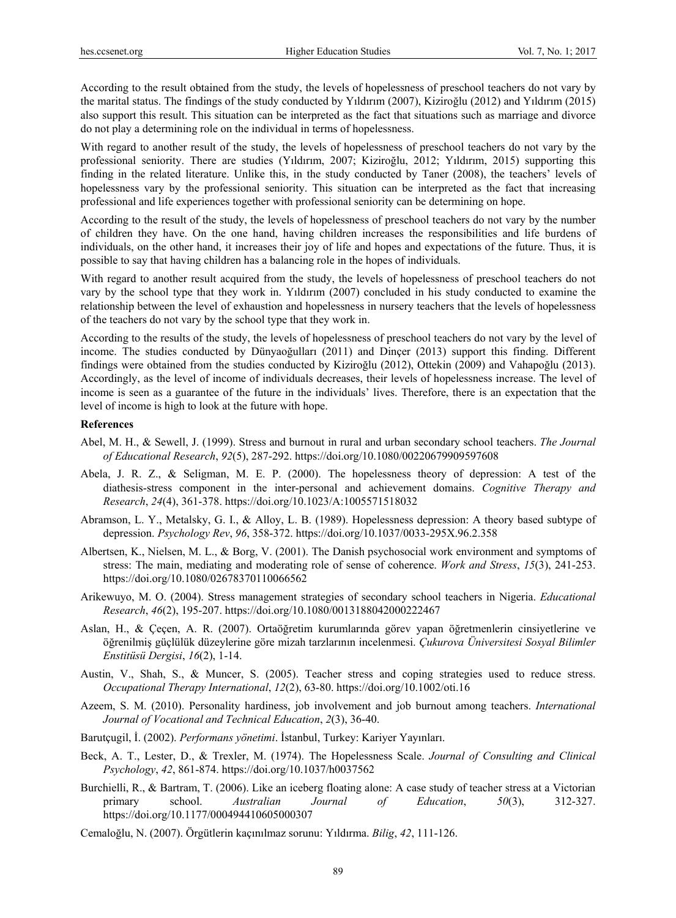According to the result obtained from the study, the levels of hopelessness of preschool teachers do not vary by the marital status. The findings of the study conducted by Yıldırım (2007), Kiziroğlu (2012) and Yıldırım (2015) also support this result. This situation can be interpreted as the fact that situations such as marriage and divorce do not play a determining role on the individual in terms of hopelessness.

With regard to another result of the study, the levels of hopelessness of preschool teachers do not vary by the professional seniority. There are studies (Yıldırım, 2007; Kiziroğlu, 2012; Yıldırım, 2015) supporting this finding in the related literature. Unlike this, in the study conducted by Taner (2008), the teachers' levels of hopelessness vary by the professional seniority. This situation can be interpreted as the fact that increasing professional and life experiences together with professional seniority can be determining on hope.

According to the result of the study, the levels of hopelessness of preschool teachers do not vary by the number of children they have. On the one hand, having children increases the responsibilities and life burdens of individuals, on the other hand, it increases their joy of life and hopes and expectations of the future. Thus, it is possible to say that having children has a balancing role in the hopes of individuals.

With regard to another result acquired from the study, the levels of hopelessness of preschool teachers do not vary by the school type that they work in. Yıldırım (2007) concluded in his study conducted to examine the relationship between the level of exhaustion and hopelessness in nursery teachers that the levels of hopelessness of the teachers do not vary by the school type that they work in.

According to the results of the study, the levels of hopelessness of preschool teachers do not vary by the level of income. The studies conducted by Dünyaoğulları (2011) and Dinçer (2013) support this finding. Different findings were obtained from the studies conducted by Kiziroğlu (2012), Ottekin (2009) and Vahapoğlu (2013). Accordingly, as the level of income of individuals decreases, their levels of hopelessness increase. The level of income is seen as a guarantee of the future in the individuals' lives. Therefore, there is an expectation that the level of income is high to look at the future with hope.

**References**

Abel, M. H., & Sewell, J. (1999). Stress and burnout in rural and urban secondary school teachers. *The Journal of Educational Research*, *92*(5), 287-292. https://doi.org/10.1080/00220679909597608

Abela, J. R. Z., & Seligman, M. E. P. (2000). The hopelessness theory of depression: A test of the diathesis-stress component in the inter-personal and achievement domains. *Cognitive Therapy and Research*, *24*(4), 361-378. https://doi.org/10.1023/A:1005571518032

Abramson, L. Y., Metalsky, G. I., & Alloy, L. B. (1989). Hopelessness depression: A theory based subtype of depression. *Psychology Rev*, *96*, 358-372. https://doi.org/10.1037/0033-295X.96.2.358

Albertsen, K., Nielsen, M. L., & Borg, V. (2001). The Danish psychosocial work environment and symptoms of stress: The main, mediating and moderating role of sense of coherence. *Work and Stress*, *15*(3), 241-253. https://doi.org/10.1080/02678370110066562

Arikewuyo, M. O. (2004). Stress management strategies of secondary school teachers in Nigeria. *Educational Research*, *46*(2), 195-207. https://doi.org/10.1080/0013188042000222467

Aslan, H., & Çeçen, A. R. (2007). Ortaöğretim kurumlarında görev yapan öğretmenlerin cinsiyetlerine ve öğrenilmiş güçlülük düzeylerine göre mizah tarzlarının incelenmesi. *Çukurova Üniversitesi Sosyal Bilimler Enstitüsü Dergisi*, *16*(2), 1-14.

Austin, V., Shah, S., & Muncer, S. (2005). Teacher stress and coping strategies used to reduce stress. *Occupational Therapy International*, *12*(2), 63-80. https://doi.org/10.1002/oti.16

Azeem, S. M. (2010). Personality hardiness, job involvement and job burnout among teachers. *International Journal of Vocational and Technical Education*, *2*(3), 36-40.

Barutçugil, İ. (2002). *Performans yönetimi*. İstanbul, Turkey: Kariyer Yayınları.

Beck, A. T., Lester, D., & Trexler, M. (1974). The Hopelessness Scale. *Journal of Consulting and Clinical Psychology*, *42*, 861-874. https://doi.org/10.1037/h0037562

Burchielli, R., & Bartram, T. (2006). Like an iceberg floating alone: A case study of teacher stress at a Victorian primary school. *Australian Journal of Education*, *50*(3), 312-327. https://doi.org/10.1177/000494410605000307

Cemaloğlu, N. (2007). Örgütlerin kaçınılmaz sorunu: Yıldırma. *Bilig*, *42*, 111-126.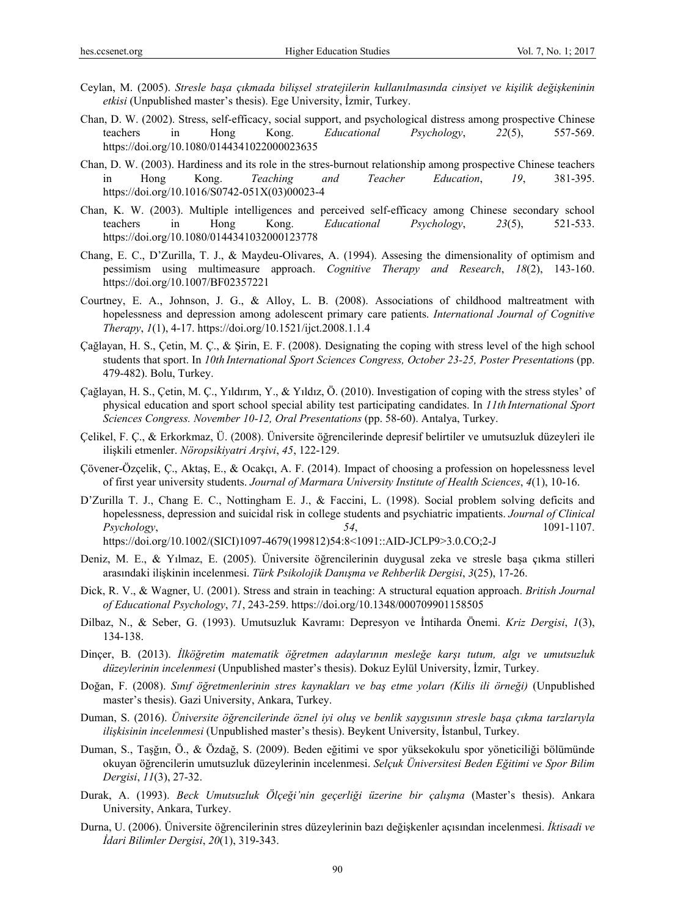Ceylan, M. (2005). *Stresle başa çıkmada bilişsel stratejilerin kullanılmasında cinsiyet ve kişilik değişkeninin etkisi* (Unpublished master's thesis). Ege University, İzmir, Turkey.

Chan, D. W. (2002). Stress, self-efficacy, social support, and psychological distress among prospective Chinese teachers in Hong Kong. *Educational Psychology*, *22*(5), 557-569. https://doi.org/10.1080/0144341022000023635

Chan, D. W. (2003). Hardiness and its role in the stres-burnout relationship among prospective Chinese teachers in Hong Kong. *Teaching and Teacher Education*, *19*, 381-395. https://doi.org/10.1016/S0742-051X(03)00023-4

Chan, K. W. (2003). Multiple intelligences and perceived self-efficacy among Chinese secondary school teachers in Hong Kong. *Educational Psychology*, *23*(5), 521-533. https://doi.org/10.1080/0144341032000123778

Chang, E. C., D'Zurilla, T. J., & Maydeu-Olivares, A. (1994). Assesing the dimensionality of optimism and pessimism using multimeasure approach. *Cognitive Therapy and Research*, *18*(2), 143-160. https://doi.org/10.1007/BF02357221

Courtney, E. A., Johnson, J. G., & Alloy, L. B. (2008). Associations of childhood maltreatment with hopelessness and depression among adolescent primary care patients. *International Journal of Cognitive Therapy*, *1*(1), 4-17. https://doi.org/10.1521/ijct.2008.1.1.4

Çağlayan, H. S., Çetin, M. Ç., & Şirin, E. F. (2008). Designating the coping with stress level of the high school students that sport. In *10th International Sport Sciences Congress, October 23-25, Poster Presentation*s (pp. 479-482). Bolu, Turkey.

Çağlayan, H. S., Çetin, M. Ç., Yıldırım, Y., & Yıldız, Ö. (2010). Investigation of coping with the stress styles' of physical education and sport school special ability test participating candidates. In *11th International Sport Sciences Congress. November 10-12, Oral Presentations* (pp. 58-60). Antalya, Turkey.

Çelikel, F. Ç., & Erkorkmaz, Ü. (2008). Üniversite öğrencilerinde depresif belirtiler ve umutsuzluk düzeyleri ile ilişkili etmenler. *Nöropsikiyatri Arşivi*, *45*, 122-129.

Çövener-Özçelik, Ç., Aktaş, E., & Ocakçı, A. F. (2014). Impact of choosing a profession on hopelessness level of first year university students. *Journal of Marmara University Institute of Health Sciences*, *4*(1), 10-16.

D'Zurilla T. J., Chang E. C., Nottingham E. J., & Faccini, L. (1998). Social problem solving deficits and hopelessness, depression and suicidal risk in college students and psychiatric impatients. *Journal of Clinical Psychology*, *54*, 1091-1107. https://doi.org/10.1002/(SICI)1097-4679(199812)54:8<1091::AID-JCLP9>3.0.CO;2-J

Deniz, M. E., & Yılmaz, E. (2005). Üniversite öğrencilerinin duygusal zeka ve stresle başa çıkma stilleri arasındaki ilişkinin incelenmesi. *Türk Psikolojik Danışma ve Rehberlik Dergisi*, *3*(25), 17-26.

Dick, R. V., & Wagner, U. (2001). Stress and strain in teaching: A structural equation approach. *British Journal of Educational Psychology*, *71*, 243-259. https://doi.org/10.1348/000709901158505

Dilbaz, N., & Seber, G. (1993). Umutsuzluk Kavramı: Depresyon ve İntiharda Önemi. *Kriz Dergisi*, *1*(3), 134-138.

Dinçer, B. (2013). *İlköğretim matematik öğretmen adaylarının mesleğe karşı tutum, algı ve umutsuzluk düzeylerinin incelenmesi* (Unpublished master's thesis). Dokuz Eylül University, İzmir, Turkey.

Doğan, F. (2008). *Sınıf öğretmenlerinin stres kaynakları ve baş etme yoları (Kilis ili örneği)* (Unpublished master's thesis). Gazi University, Ankara, Turkey.

Duman, S. (2016). *Üniversite öğrencilerinde öznel iyi oluş ve benlik saygısının stresle başa çıkma tarzlarıyla ilişkisinin incelenmesi* (Unpublished master's thesis). Beykent University, İstanbul, Turkey.

Duman, S., Taşğın, Ö., & Özdağ, S. (2009). Beden eğitimi ve spor yüksekokulu spor yöneticiliği bölümünde okuyan öğrencilerin umutsuzluk düzeylerinin incelenmesi. *Selçuk Üniversitesi Beden Eğitimi ve Spor Bilim Dergisi*, *11*(3), 27-32.

Durak, A. (1993). *Beck Umutsuzluk Ölçeği'nin geçerliği üzerine bir çalışma* (Master's thesis). Ankara University, Ankara, Turkey.

Durna, U. (2006). Üniversite öğrencilerinin stres düzeylerinin bazı değişkenler açısından incelenmesi. *İktisadi ve İdari Bilimler Dergisi*, *20*(1), 319-343.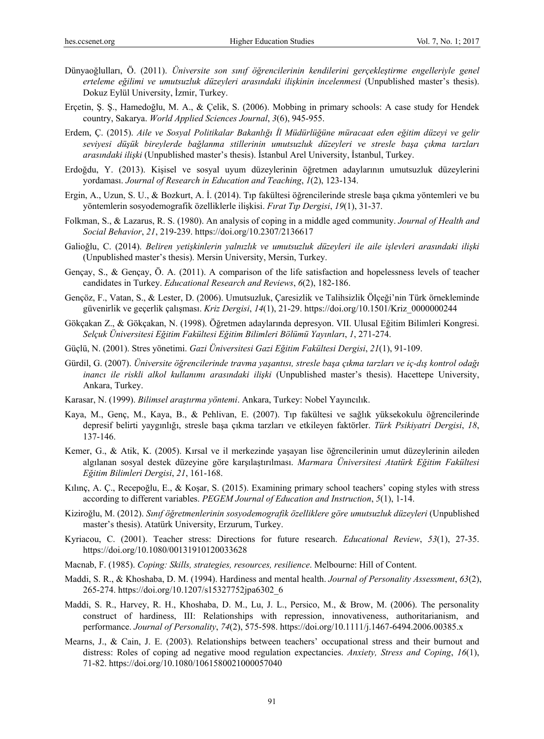Dünyaoğlulları, Ö. (2011). *Üniversite son sınıf öğrencilerinin kendilerini gerçekleştirme engelleriyle genel erteleme eğilimi ve umutsuzluk düzeyleri arasındaki ilişkinin incelenmesi* (Unpublished master's thesis). Dokuz Eylül University, İzmir, Turkey.

Erçetin, Ş. Ş., Hamedoğlu, M. A., & Çelik, S. (2006). Mobbing in primary schools: A case study for Hendek country, Sakarya. *World Applied Sciences Journal*, *3*(6), 945-955.

Erdem, Ç. (2015). *Aile ve Sosyal Politikalar Bakanlığı İl Müdürlüğüne müracaat eden eğitim düzeyi ve gelir seviyesi düşük bireylerde bağlanma stillerinin umutsuzluk düzeyleri ve stresle başa çıkma tarzları arasındaki ilişki* (Unpublished master's thesis). İstanbul Arel University, İstanbul, Turkey.

Erdoğdu, Y. (2013). Kişisel ve sosyal uyum düzeylerinin öğretmen adaylarının umutsuzluk düzeylerini yordaması. *Journal of Research in Education and Teaching*, *1*(2), 123-134.

Ergin, A., Uzun, S. U., & Bozkurt, A. İ. (2014). Tıp fakültesi öğrencilerinde stresle başa çıkma yöntemleri ve bu yöntemlerin sosyodemografik özelliklerle ilişkisi. *Fırat Tıp Dergisi*, *19*(1), 31-37.

Folkman, S., & Lazarus, R. S. (1980). An analysis of coping in a middle aged community. *Journal of Health and Social Behavior*, *21*, 219-239. https://doi.org/10.2307/2136617

Galioğlu, C. (2014). *Beliren yetişkinlerin yalnızlık ve umutsuzluk düzeyleri ile aile işlevleri arasındaki ilişki* (Unpublished master's thesis). Mersin University, Mersin, Turkey.

Gençay, S., & Gençay, Ö. A. (2011). A comparison of the life satisfaction and hopelessness levels of teacher candidates in Turkey. *Educational Research and Reviews*, *6*(2), 182-186.

Gençöz, F., Vatan, S., & Lester, D. (2006). Umutsuzluk, Çaresizlik ve Talihsizlik Ölçeği'nin Türk örnekleminde güvenirlik ve geçerlik çalışması. *Kriz Dergisi*, *14*(1), 21-29. https://doi.org/10.1501/Kriz_0000000244

Gökçakan Z., & Gökçakan, N. (1998). Öğretmen adaylarında depresyon. VII. Ulusal Eğitim Bilimleri Kongresi. *Selçuk Üniversitesi Eğitim Fakültesi Eğitim Bilimleri Bölümü Yayınları*, *1*, 271-274.

Güçlü, N. (2001). Stres yönetimi. *Gazi Üniversitesi Gazi Eğitim Fakültesi Dergisi*, *21*(1), 91-109.

Gürdil, G. (2007). *Üniversite öğrencilerinde travma yaşantısı, stresle başa çıkma tarzları ve iç-dış kontrol odağı inancı ile riskli alkol kullanımı arasındaki ilişki* (Unpublished master's thesis). Hacettepe University, Ankara, Turkey.

Karasar, N. (1999). *Bilimsel araştırma yöntemi*. Ankara, Turkey: Nobel Yayıncılık.

Kaya, M., Genç, M., Kaya, B., & Pehlivan, E. (2007). Tıp fakültesi ve sağlık yüksekokulu öğrencilerinde depresif belirti yaygınlığı, stresle başa çıkma tarzları ve etkileyen faktörler. *Türk Psikiyatri Dergisi*, *18*, 137-146.

Kemer, G., & Atik, K. (2005). Kırsal ve il merkezinde yaşayan lise öğrencilerinin umut düzeylerinin aileden algılanan sosyal destek düzeyine göre karşılaştırılması. *Marmara Üniversitesi Atatürk Eğitim Fakültesi Eğitim Bilimleri Dergisi*, *21*, 161-168.

Kılınç, A. Ç., Recepoğlu, E., & Koşar, S. (2015). Examining primary school teachers' coping styles with stress according to different variables. *PEGEM Journal of Education and Instruction*, *5*(1), 1-14.

Kiziroğlu, M. (2012). *Sınıf öğretmenlerinin sosyodemografik özelliklere göre umutsuzluk düzeyleri* (Unpublished master's thesis). Atatürk University, Erzurum, Turkey.

Kyriacou, C. (2001). Teacher stress: Directions for future research. *Educational Review*, *53*(1), 27-35. https://doi.org/10.1080/00131910120033628

Macnab, F. (1985). *Coping: Skills, strategies, resources, resilience*. Melbourne: Hill of Content.

Maddi, S. R., & Khoshaba, D. M. (1994). Hardiness and mental health. *Journal of Personality Assessment*, *63*(2), 265-274. https://doi.org/10.1207/s15327752jpa6302_6

Maddi, S. R., Harvey, R. H., Khoshaba, D. M., Lu, J. L., Persico, M., & Brow, M. (2006). The personality construct of hardiness, III: Relationships with repression, innovativeness, authoritarianism, and performance. *Journal of Personality*, *74*(2), 575-598. https://doi.org/10.1111/j.1467-6494.2006.00385.x

Mearns, J., & Cain, J. E. (2003). Relationships between teachers' occupational stress and their burnout and distress: Roles of coping ad negative mood regulation expectancies. *Anxiety, Stress and Coping*, *16*(1), 71-82. https://doi.org/10.1080/1061580021000057040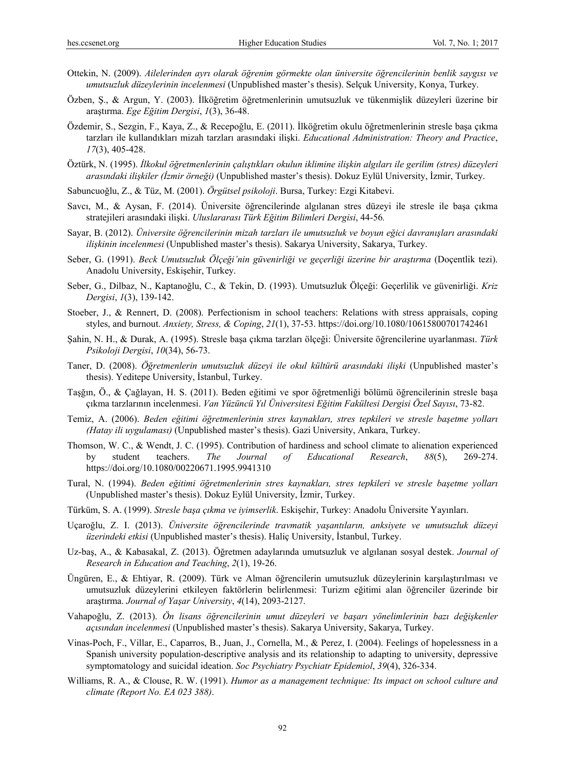Ottekin, N. (2009). *Ailelerinden ayrı olarak öğrenim görmekte olan üniversite öğrencilerinin benlik saygısı ve umutsuzluk düzeylerinin incelenmesi* (Unpublished master's thesis). Selçuk University, Konya, Turkey.

Özben, Ş., & Argun, Y. (2003). İlköğretim öğretmenlerinin umutsuzluk ve tükenmişlik düzeyleri üzerine bir araştırma. *Ege Eğitim Dergisi*, *1*(3), 36-48.

Özdemir, S., Sezgin, F., Kaya, Z., & Recepoğlu, E. (2011). İlköğretim okulu öğretmenlerinin stresle başa çıkma tarzları ile kullandıkları mizah tarzları arasındaki ilişki. *Educational Administration: Theory and Practice*, *17*(3), 405-428.

Öztürk, N. (1995). *İlkokul öğretmenlerinin çalıştıkları okulun iklimine ilişkin algıları ile gerilim (stres) düzeyleri arasındaki ilişkiler (İzmir örneği)* (Unpublished master's thesis). Dokuz Eylül University, İzmir, Turkey.

Sabuncuoğlu, Z., & Tüz, M. (2001). *Örgütsel psikoloji*. Bursa, Turkey: Ezgi Kitabevi.

Savcı, M., & Aysan, F. (2014). Üniversite öğrencilerinde algılanan stres düzeyi ile stresle ile başa çıkma stratejileri arasındaki ilişki. *Uluslararası Türk Eğitim Bilimleri Dergisi*, 44-56*.*

Sayar, B. (2012). *Üniversite öğrencilerinin mizah tarzları ile umutsuzluk ve boyun eğici davranışları arasındaki ilişkinin incelenmesi* (Unpublished master's thesis). Sakarya University, Sakarya, Turkey.

Seber, G. (1991). *Beck Umutsuzluk Ölçeği'nin güvenirliği ve geçerliği üzerine bir araştırma* (Doçentlik tezi). Anadolu University, Eskişehir, Turkey.

Seber, G., Dilbaz, N., Kaptanoğlu, C., & Tekin, D. (1993). Umutsuzluk Ölçeği: Geçerlilik ve güvenirliği. *Kriz Dergisi*, *1*(3), 139-142.

Stoeber, J., & Rennert, D. (2008). Perfectionism in school teachers: Relations with stress appraisals, coping styles, and burnout. *Anxiety, Stress, & Coping*, *21*(1), 37-53. https://doi.org/10.1080/10615800701742461

Şahin, N. H., & Durak, A. (1995). Stresle başa çıkma tarzları ölçeği: Üniversite öğrencilerine uyarlanması. *Türk Psikoloji Dergisi*, *10*(34), 56-73.

Taner, D. (2008). *Öğretmenlerin umutsuzluk düzeyi ile okul kültürü arasındaki ilişki* (Unpublished master's thesis). Yeditepe University, İstanbul, Turkey.

Taşğın, Ö., & Çağlayan, H. S. (2011). Beden eğitimi ve spor öğretmenliği bölümü öğrencilerinin stresle başa çıkma tarzlarının incelenmesi. *Van Yüzüncü Yıl Üniversitesi Eğitim Fakültesi Dergisi Özel Sayısı*, 73-82.

Temiz, A. (2006). *Beden eğitimi öğretmenlerinin stres kaynakları, stres tepkileri ve stresle başetme yolları (Hatay ili uygulaması)* (Unpublished master's thesis). Gazi University, Ankara, Turkey.

Thomson, W. C., & Wendt, J. C. (1995). Contribution of hardiness and school climate to alienation experienced by student teachers. *The Journal of Educational Research*, *88*(5), 269-274. https://doi.org/10.1080/00220671.1995.9941310

Tural, N. (1994). *Beden eğitimi öğretmenlerinin stres kaynakları, stres tepkileri ve stresle başetme yolları* (Unpublished master's thesis). Dokuz Eylül University, İzmir, Turkey.

Türküm, S. A. (1999). *Stresle başa çıkma ve iyimserlik*. Eskişehir, Turkey: Anadolu Üniversite Yayınları.

Uçaroğlu, Z. I. (2013). *Üniversite öğrencilerinde travmatik yaşantıların, anksiyete ve umutsuzluk düzeyi üzerindeki etkisi* (Unpublished master's thesis). Haliç University, İstanbul, Turkey.

Uz-baş, A., & Kabasakal, Z. (2013). Öğretmen adaylarında umutsuzluk ve algılanan sosyal destek. *Journal of Research in Education and Teaching*, *2*(1), 19-26.

Üngüren, E., & Ehtiyar, R. (2009). Türk ve Alman öğrencilerin umutsuzluk düzeylerinin karşılaştırılması ve umutsuzluk düzeylerini etkileyen faktörlerin belirlenmesi: Turizm eğitimi alan öğrenciler üzerinde bir araştırma. *Journal of Yaşar University*, *4*(14), 2093-2127.

Vahapoğlu, Z. (2013). *Ön lisans öğrencilerinin umut düzeyleri ve başarı yönelimlerinin bazı değişkenler açısından incelenmesi* (Unpublished master's thesis). Sakarya University, Sakarya, Turkey.

Vinas-Poch, F., Villar, E., Caparros, B., Juan, J., Cornella, M., & Perez, I. (2004). Feelings of hopelessness in a Spanish university population-descriptive analysis and its relationship to adapting to university, depressive symptomatology and suicidal ideation. *Soc Psychiatry Psychiatr Epidemiol*, *39*(4), 326-334.

Williams, R. A., & Clouse, R. W. (1991). *Humor as a management technique: Its impact on school culture and climate (Report No. EA 023 388)*.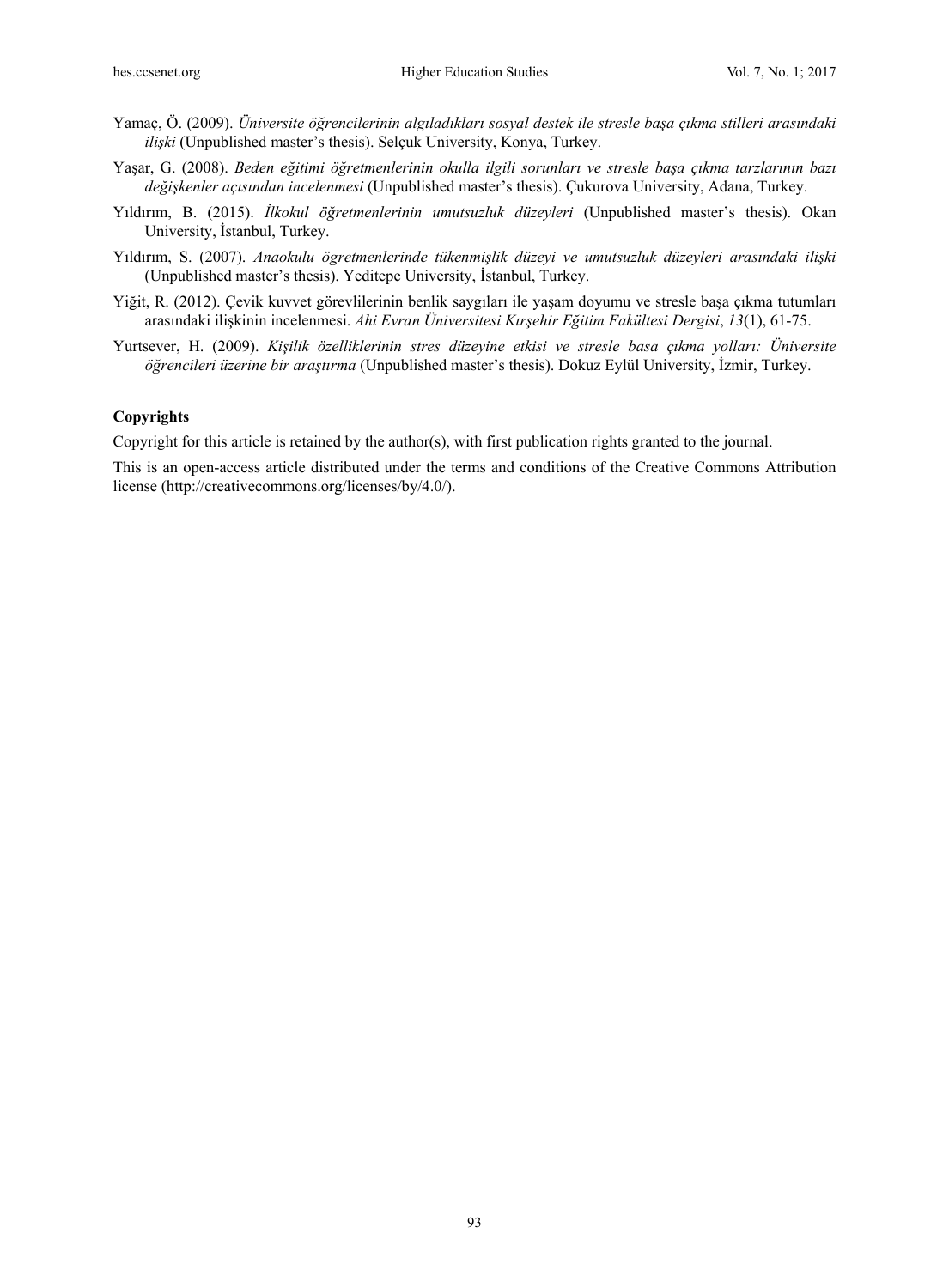Yamaç, Ö. (2009). *Üniversite öğrencilerinin algıladıkları sosyal destek ile stresle başa çıkma stilleri arasındaki ilişki* (Unpublished master's thesis). Selçuk University, Konya, Turkey.

Yaşar, G. (2008). *Beden eğitimi öğretmenlerinin okulla ilgili sorunları ve stresle başa çıkma tarzlarının bazı değişkenler açısından incelenmesi* (Unpublished master's thesis). Çukurova University, Adana, Turkey.

Yıldırım, B. (2015). *İlkokul öğretmenlerinin umutsuzluk düzeyleri* (Unpublished master's thesis). Okan University, İstanbul, Turkey.

Yıldırım, S. (2007). *Anaokulu ögretmenlerinde tükenmişlik düzeyi ve umutsuzluk düzeyleri arasındaki ilişki* (Unpublished master's thesis). Yeditepe University, İstanbul, Turkey.

Yiğit, R. (2012). Çevik kuvvet görevlilerinin benlik saygıları ile yaşam doyumu ve stresle başa çıkma tutumları arasındaki ilişkinin incelenmesi. *Ahi Evran Üniversitesi Kırşehir Eğitim Fakültesi Dergisi*, *13*(1), 61-75.

Yurtsever, H. (2009). *Kişilik özelliklerinin stres düzeyine etkisi ve stresle basa çıkma yolları: Üniversite öğrencileri üzerine bir araştırma* (Unpublished master's thesis). Dokuz Eylül University, İzmir, Turkey.

**Copyrights**

Copyright for this article is retained by the author(s), with first publication rights granted to the journal.

This is an open-access article distributed under the terms and conditions of the Creative Commons Attribution license (http://creativecommons.org/licenses/by/4.0/).